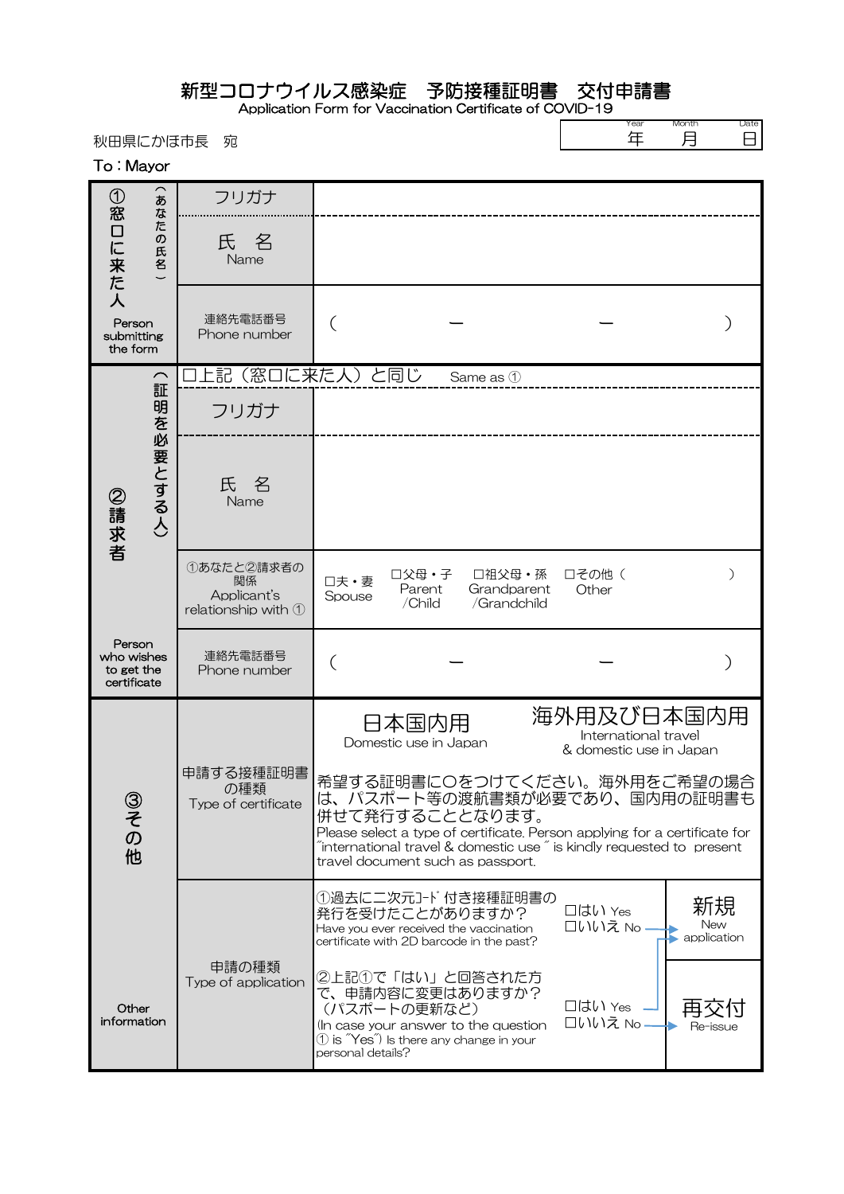# 新型コロナウイルス感染症　予防接種証明書　交付申請書

Application Form for Vaccination Certificate of COVID-19

| Year | Month | Date |
|---|---|---|
| 年 | 月 | 日 |

秋田県にかほ市長　宛

To：Mayor

| | | |
|---|---|---|
| ① 窓口に来た人（あなたの氏名） Person submitting the form | フリガナ | |
| | 氏　名 Name | |
| | 連絡先電話番号 Phone number | （　　　－　　　－　　　） |
| ② 請求者（証明を必要とする人） Person who wishes to get the certificate | □上記（窓口に来た人）と同じ　Same as ① | |
| | フリガナ | |
| | 氏　名 Name | |
| | ①あなたと②請求者の関係 Applicant's relationship with ① | □夫・妻 Spouse　□父母・子 Parent /Child　□祖父母・孫 Grandparent /Grandchild　□その他（　　　） Other |
| | 連絡先電話番号 Phone number | （　　　－　　　－　　　） |
| ③ その他 Other information | 申請する接種証明書の種類 Type of certificate | 日本国内用 Domestic use in Japan　／　海外用及び日本国内用 International travel & domestic use in Japan<br>希望する証明書に〇をつけてください。海外用をご希望の場合は、パスポート等の渡航書類が必要であり、国内用の証明書も併せて発行することとなります。<br>Please select a type of certificate. Person applying for a certificate for "international travel & domestic use" is kindly requested to present travel document such as passport. |
| | 申請の種類 Type of application | ①過去に二次元ｺｰﾄﾞ付き接種証明書の発行を受けたことがありますか？ Have you ever received the vaccination certificate with 2D barcode in the past?　□はい Yes　□いいえ No → 新規 New application<br>②上記①で「はい」と回答された方で、申請内容に変更はありますか？（パスポートの更新など） (In case your answer to the question ① is "Yes") Is there any change in your personal details?　□はい Yes → 新規 New application　□いいえ No → 再交付 Re-issue |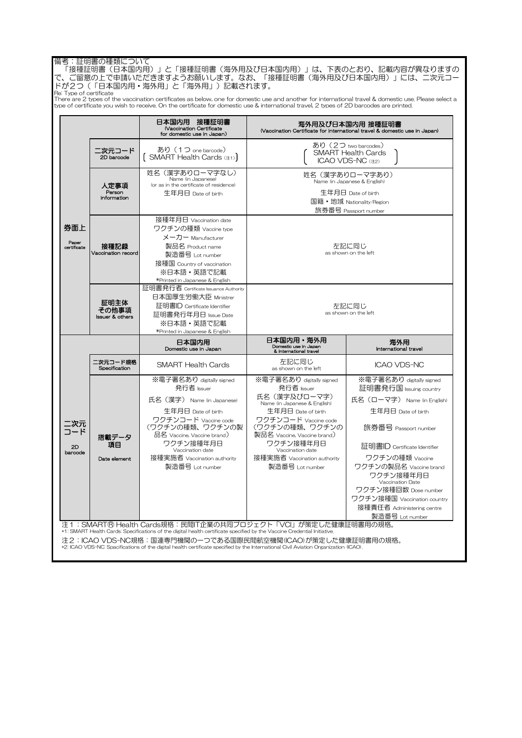備考：証明書の種類について
「接種証明書（日本国内用）」と「接種証明書（海外用及び日本国内用）」は、下表のとおり、記載内容が異なりますので、ご留意の上で申請いただきますようお願いします。なお、「接種証明書（海外用及び日本国内用）」には、二次元コードが2つ（「日本国内用・海外用」と「海外用」）記載されます。

Re: Type of certificate
There are 2 types of the vaccination certificates as below, one for domestic use and another for international travel & domestic use. Please select a type of certificate you wish to receive. On the certificate for domestic use & international travel, 2 types of 2D barcodes are printed.

| | | 日本国内用　接種証明書 (Vaccination Certificate for domestic use in Japan) | 海外用及び日本国内用 接種証明書 (Vaccination Certificate for international travel & domestic use in Japan) | |
|---|---|---|---|---|
| 券面上 Paper certificate | 二次元コード 2D barcode | あり（1つ one barcode）［SMART Health Cards (注1)］ | あり（2つ two barcodes）（SMART Health Cards ICAO VDS-NC (注2)） | |
| | 人定事項 Person information | 姓名（漢字ありローマ字なし） Name (in Japanese) (or as in the certificate of residence)<br>生年月日 Date of birth | 姓名（漢字ありローマ字あり） Name (in Japanese & English)<br>生年月日 Date of birth<br>国籍・地域 Nationality/Region<br>旅券番号 Passport number | |
| | 接種記録 Vaccination record | 接種年月日 Vaccination date<br>ワクチンの種類 Vaccine type<br>メーカー Manufacturer<br>製品名 Product name<br>製造番号 Lot number<br>接種国 Country of vaccination<br>※日本語・英語で記載<br>*Printed in Japanese & English | 左記に同じ as shown on the left | |
| | 証明主体 その他事項 Issuer & others | 証明書発行者 Certificate Issuance Authority<br>日本国厚生労働大臣 Ministrer<br>証明書ID Certificate Identifier<br>証明書発行年月日 Issue Date<br>※日本語・英語で記載<br>*Printed in Japanese & English | 左記に同じ as shown on the left | |
| 二次元コード 2D barcode | | 日本国内用 Domestic use in Japan | 日本国内用・海外用 Domestic use in Japan & International travel | 海外用 International travel |
| | 二次元コード規格 Specification | SMART Health Cards | 左記に同じ as shown on the left | ICAO VDS-NC |
| | 搭載データ項目 Date element | ※電子署名あり digitally signed<br>発行者 Issuer<br>氏名（漢字） Name (in Japanese)<br>生年月日 Date of birth<br>ワクチンコード Vaccine code（ワクチンの種類、ワクチンの製品名 Vaccine, Vaccine brand）<br>ワクチン接種年月日 Vaccination date<br>接種実施者 Vaccination authority<br>製造番号 Lot number | ※電子署名あり digitally signed<br>発行者 Issuer<br>氏名（漢字及びローマ字） Name (in Japanese & English)<br>生年月日 Date of birth<br>ワクチンコード Vaccine code（ワクチンの種類、ワクチンの製品名 Vaccine, Vaccine brand）<br>ワクチン接種年月日 Vaccination date<br>接種実施者 Vaccination authority<br>製造番号 Lot number | ※電子署名あり digitally signed<br>証明書発行国 Issuing country<br>氏名（ローマ字） Name (in English)<br>生年月日 Date of birth<br>旅券番号 Passport number<br>証明書ID Certificate Identifier<br>ワクチンの種類 Vaccine<br>ワクチンの製品名 Vaccine brand<br>ワクチン接種年月日 Vaccination Date<br>ワクチン接種回数 Dose number<br>ワクチン接種国 Vaccination country<br>接種責任者 Administering centre<br>製造番号 Lot number |

注1：SMART® Health Cards規格：民間IT企業の共同プロジェクト「VCI」が策定した健康証明書用の規格。
*1: SMART Health Cards: Specifications of the digital health certificate specified by the Vaccine Credential Initiative.

注2：ICAO VDS-NC規格：国連専門機関の一つである国際民間航空機関(ICAO)が策定した健康証明書用の規格。
*2: ICAO VDS-NC: Spacifications of the digital health certificate specified by the International Civil Aviation Organization (ICAO).